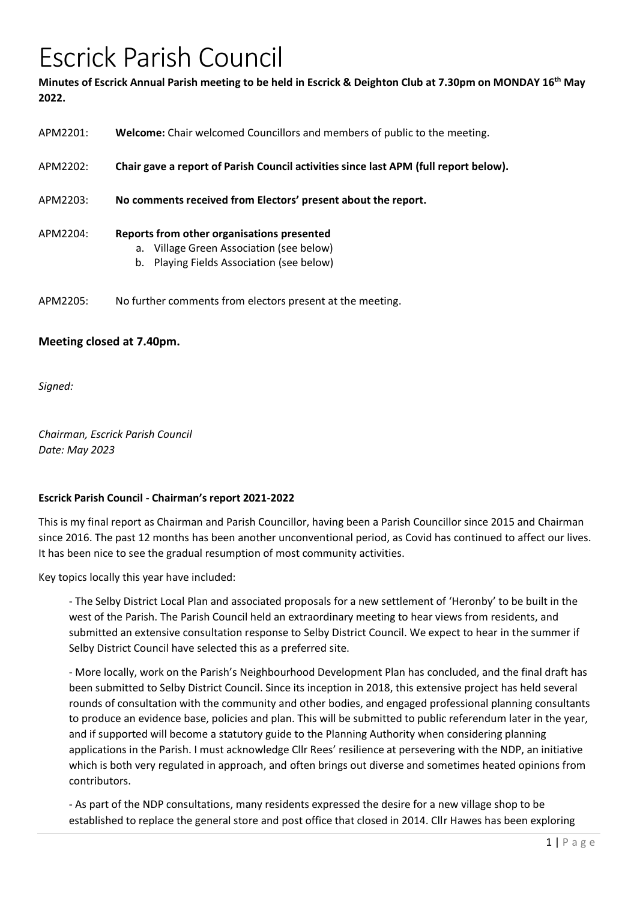# Escrick Parish Council

**Minutes of Escrick Annual Parish meeting to be held in Escrick & Deighton Club at 7.30pm on MONDAY 16th May 2022.**

APM2201: **Welcome:** Chair welcomed Councillors and members of public to the meeting.

APM2202: **Chair gave a report of Parish Council activities since last APM (full report below).**

APM2203: **No comments received from Electors' present about the report.**

APM2204: **Reports from other organisations presented**

a. Village Green Association (see below)
b. Playing Fields Association (see below)

APM2205: No further comments from electors present at the meeting.

### Meeting closed at 7.40pm.

*Signed:*

*Chairman, Escrick Parish Council*
*Date: May 2023*

**Escrick Parish Council - Chairman's report 2021-2022**

This is my final report as Chairman and Parish Councillor, having been a Parish Councillor since 2015 and Chairman since 2016. The past 12 months has been another unconventional period, as Covid has continued to affect our lives. It has been nice to see the gradual resumption of most community activities.

Key topics locally this year have included:

- The Selby District Local Plan and associated proposals for a new settlement of 'Heronby' to be built in the west of the Parish. The Parish Council held an extraordinary meeting to hear views from residents, and submitted an extensive consultation response to Selby District Council. We expect to hear in the summer if Selby District Council have selected this as a preferred site.

- More locally, work on the Parish's Neighbourhood Development Plan has concluded, and the final draft has been submitted to Selby District Council. Since its inception in 2018, this extensive project has held several rounds of consultation with the community and other bodies, and engaged professional planning consultants to produce an evidence base, policies and plan. This will be submitted to public referendum later in the year, and if supported will become a statutory guide to the Planning Authority when considering planning applications in the Parish. I must acknowledge Cllr Rees' resilience at persevering with the NDP, an initiative which is both very regulated in approach, and often brings out diverse and sometimes heated opinions from contributors.

- As part of the NDP consultations, many residents expressed the desire for a new village shop to be established to replace the general store and post office that closed in 2014. Cllr Hawes has been exploring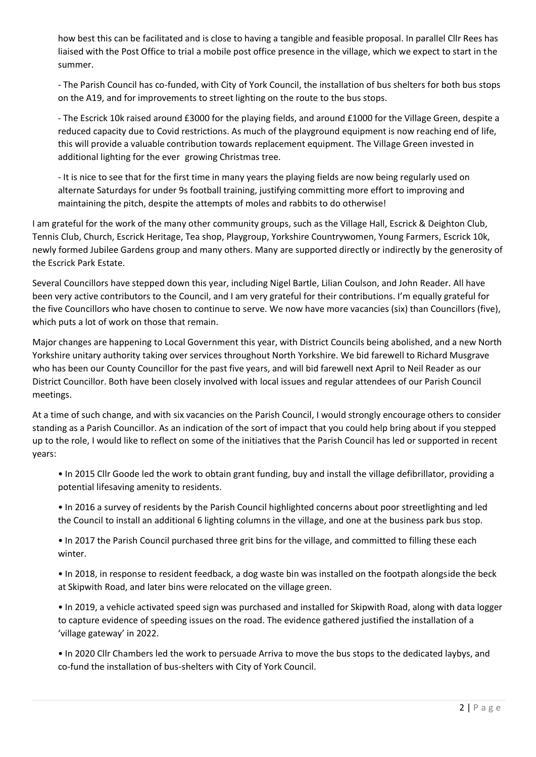how best this can be facilitated and is close to having a tangible and feasible proposal. In parallel Cllr Rees has liaised with the Post Office to trial a mobile post office presence in the village, which we expect to start in the summer.

- The Parish Council has co-funded, with City of York Council, the installation of bus shelters for both bus stops on the A19, and for improvements to street lighting on the route to the bus stops.

- The Escrick 10k raised around £3000 for the playing fields, and around £1000 for the Village Green, despite a reduced capacity due to Covid restrictions. As much of the playground equipment is now reaching end of life, this will provide a valuable contribution towards replacement equipment. The Village Green invested in additional lighting for the ever growing Christmas tree.

- It is nice to see that for the first time in many years the playing fields are now being regularly used on alternate Saturdays for under 9s football training, justifying committing more effort to improving and maintaining the pitch, despite the attempts of moles and rabbits to do otherwise!

I am grateful for the work of the many other community groups, such as the Village Hall, Escrick & Deighton Club, Tennis Club, Church, Escrick Heritage, Tea shop, Playgroup, Yorkshire Countrywomen, Young Farmers, Escrick 10k, newly formed Jubilee Gardens group and many others. Many are supported directly or indirectly by the generosity of the Escrick Park Estate.

Several Councillors have stepped down this year, including Nigel Bartle, Lilian Coulson, and John Reader. All have been very active contributors to the Council, and I am very grateful for their contributions. I'm equally grateful for the five Councillors who have chosen to continue to serve. We now have more vacancies (six) than Councillors (five), which puts a lot of work on those that remain.

Major changes are happening to Local Government this year, with District Councils being abolished, and a new North Yorkshire unitary authority taking over services throughout North Yorkshire. We bid farewell to Richard Musgrave who has been our County Councillor for the past five years, and will bid farewell next April to Neil Reader as our District Councillor. Both have been closely involved with local issues and regular attendees of our Parish Council meetings.

At a time of such change, and with six vacancies on the Parish Council, I would strongly encourage others to consider standing as a Parish Councillor. As an indication of the sort of impact that you could help bring about if you stepped up to the role, I would like to reflect on some of the initiatives that the Parish Council has led or supported in recent years:

- In 2015 Cllr Goode led the work to obtain grant funding, buy and install the village defibrillator, providing a potential lifesaving amenity to residents.
- In 2016 a survey of residents by the Parish Council highlighted concerns about poor streetlighting and led the Council to install an additional 6 lighting columns in the village, and one at the business park bus stop.
- In 2017 the Parish Council purchased three grit bins for the village, and committed to filling these each winter.
- In 2018, in response to resident feedback, a dog waste bin was installed on the footpath alongside the beck at Skipwith Road, and later bins were relocated on the village green.
- In 2019, a vehicle activated speed sign was purchased and installed for Skipwith Road, along with data logger to capture evidence of speeding issues on the road. The evidence gathered justified the installation of a 'village gateway' in 2022.
- In 2020 Cllr Chambers led the work to persuade Arriva to move the bus stops to the dedicated laybys, and co-fund the installation of bus-shelters with City of York Council.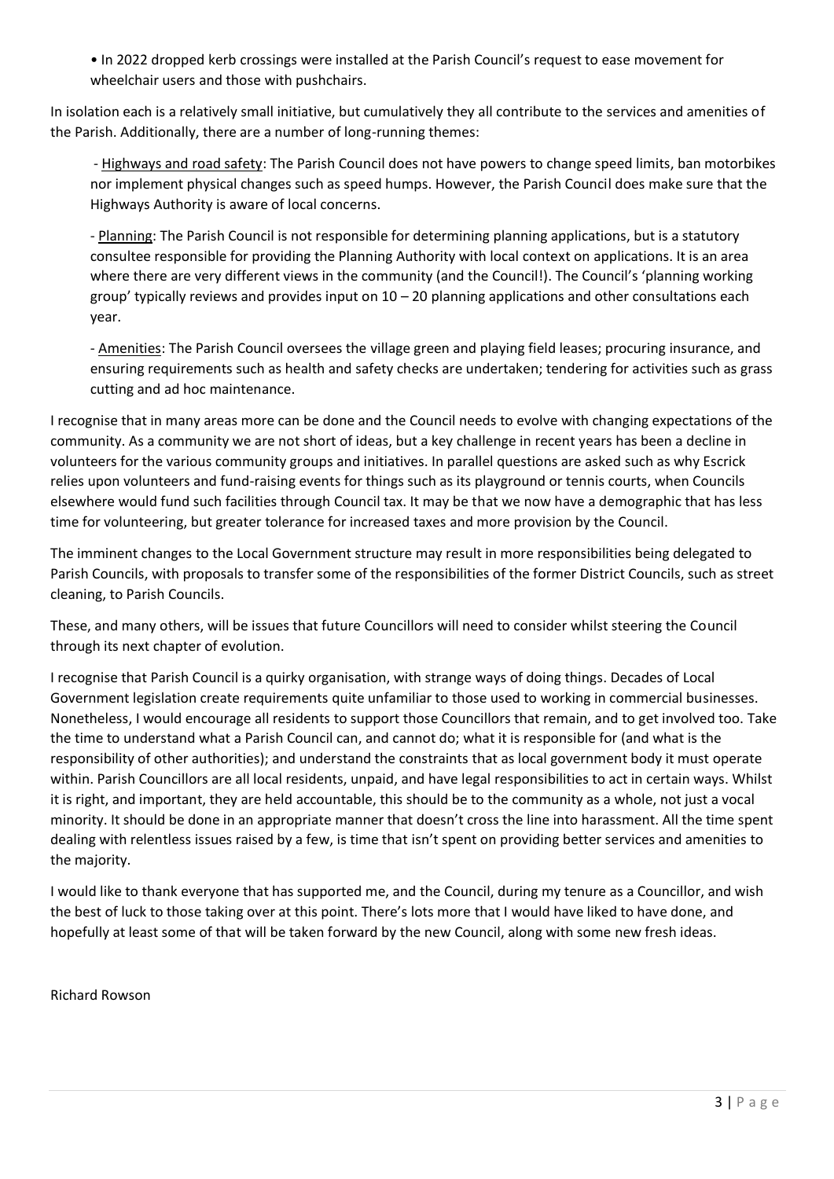- In 2022 dropped kerb crossings were installed at the Parish Council's request to ease movement for wheelchair users and those with pushchairs.

In isolation each is a relatively small initiative, but cumulatively they all contribute to the services and amenities of the Parish. Additionally, there are a number of long-running themes:

- <u>Highways and road safety</u>: The Parish Council does not have powers to change speed limits, ban motorbikes nor implement physical changes such as speed humps. However, the Parish Council does make sure that the Highways Authority is aware of local concerns.

- <u>Planning</u>: The Parish Council is not responsible for determining planning applications, but is a statutory consultee responsible for providing the Planning Authority with local context on applications. It is an area where there are very different views in the community (and the Council!). The Council's 'planning working group' typically reviews and provides input on 10 – 20 planning applications and other consultations each year.

- <u>Amenities</u>: The Parish Council oversees the village green and playing field leases; procuring insurance, and ensuring requirements such as health and safety checks are undertaken; tendering for activities such as grass cutting and ad hoc maintenance.

I recognise that in many areas more can be done and the Council needs to evolve with changing expectations of the community. As a community we are not short of ideas, but a key challenge in recent years has been a decline in volunteers for the various community groups and initiatives. In parallel questions are asked such as why Escrick relies upon volunteers and fund-raising events for things such as its playground or tennis courts, when Councils elsewhere would fund such facilities through Council tax. It may be that we now have a demographic that has less time for volunteering, but greater tolerance for increased taxes and more provision by the Council.

The imminent changes to the Local Government structure may result in more responsibilities being delegated to Parish Councils, with proposals to transfer some of the responsibilities of the former District Councils, such as street cleaning, to Parish Councils.

These, and many others, will be issues that future Councillors will need to consider whilst steering the Council through its next chapter of evolution.

I recognise that Parish Council is a quirky organisation, with strange ways of doing things. Decades of Local Government legislation create requirements quite unfamiliar to those used to working in commercial businesses. Nonetheless, I would encourage all residents to support those Councillors that remain, and to get involved too. Take the time to understand what a Parish Council can, and cannot do; what it is responsible for (and what is the responsibility of other authorities); and understand the constraints that as local government body it must operate within. Parish Councillors are all local residents, unpaid, and have legal responsibilities to act in certain ways. Whilst it is right, and important, they are held accountable, this should be to the community as a whole, not just a vocal minority. It should be done in an appropriate manner that doesn't cross the line into harassment. All the time spent dealing with relentless issues raised by a few, is time that isn't spent on providing better services and amenities to the majority.

I would like to thank everyone that has supported me, and the Council, during my tenure as a Councillor, and wish the best of luck to those taking over at this point. There's lots more that I would have liked to have done, and hopefully at least some of that will be taken forward by the new Council, along with some new fresh ideas.

Richard Rowson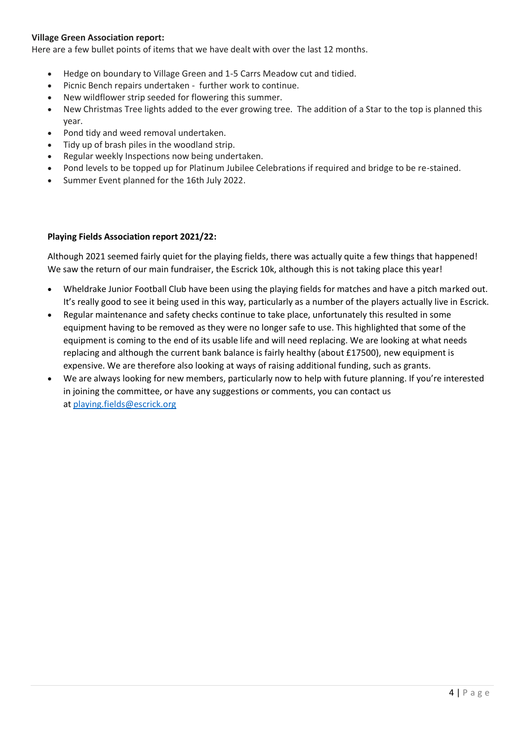**Village Green Association report:**

Here are a few bullet points of items that we have dealt with over the last 12 months.

- Hedge on boundary to Village Green and 1-5 Carrs Meadow cut and tidied.
- Picnic Bench repairs undertaken - further work to continue.
- New wildflower strip seeded for flowering this summer.
- New Christmas Tree lights added to the ever growing tree. The addition of a Star to the top is planned this year.
- Pond tidy and weed removal undertaken.
- Tidy up of brash piles in the woodland strip.
- Regular weekly Inspections now being undertaken.
- Pond levels to be topped up for Platinum Jubilee Celebrations if required and bridge to be re-stained.
- Summer Event planned for the 16th July 2022.

**Playing Fields Association report 2021/22:**

Although 2021 seemed fairly quiet for the playing fields, there was actually quite a few things that happened! We saw the return of our main fundraiser, the Escrick 10k, although this is not taking place this year!

- Wheldrake Junior Football Club have been using the playing fields for matches and have a pitch marked out. It's really good to see it being used in this way, particularly as a number of the players actually live in Escrick.
- Regular maintenance and safety checks continue to take place, unfortunately this resulted in some equipment having to be removed as they were no longer safe to use. This highlighted that some of the equipment is coming to the end of its usable life and will need replacing. We are looking at what needs replacing and although the current bank balance is fairly healthy (about £17500), new equipment is expensive. We are therefore also looking at ways of raising additional funding, such as grants.
- We are always looking for new members, particularly now to help with future planning. If you're interested in joining the committee, or have any suggestions or comments, you can contact us at [playing.fields@escrick.org](mailto:playing.fields@escrick.org)